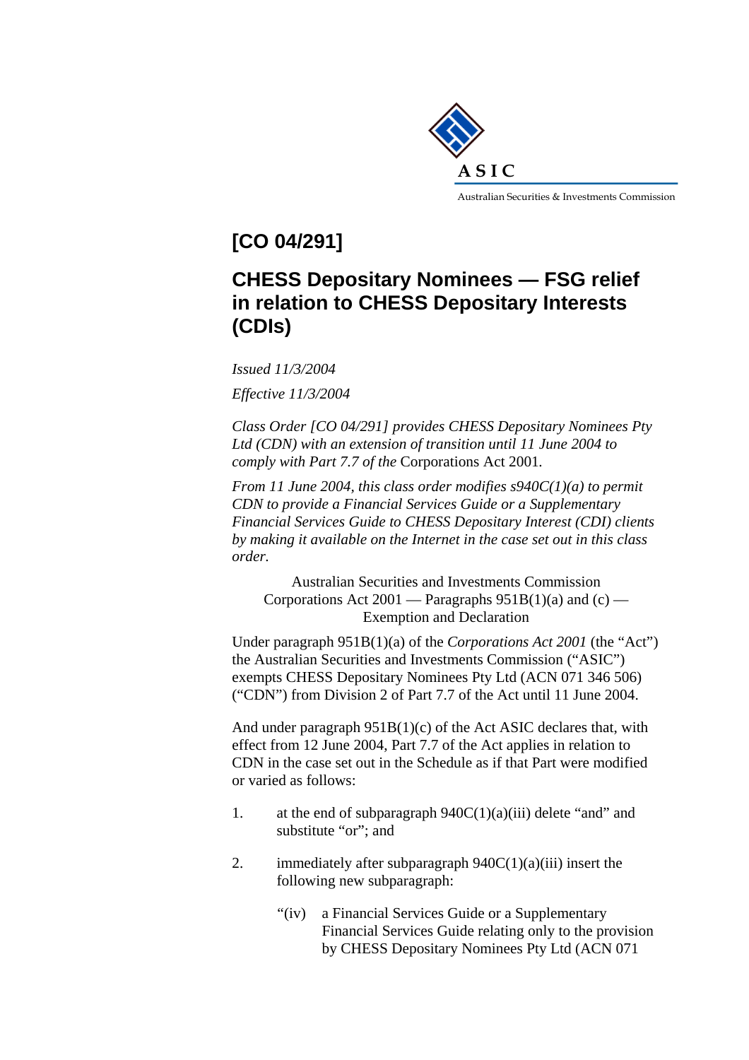ASIC

Australian Securities & Investments Commission

# [CO 04/291]

# CHESS Depositary Nominees — FSG relief in relation to CHESS Depositary Interests (CDIs)

*Issued 11/3/2004*

*Effective 11/3/2004*

*Class Order [CO 04/291] provides CHESS Depositary Nominees Pty Ltd (CDN) with an extension of transition until 11 June 2004 to comply with Part 7.7 of the* Corporations Act 2001.

*From 11 June 2004, this class order modifies s940C(1)(a) to permit CDN to provide a Financial Services Guide or a Supplementary Financial Services Guide to CHESS Depositary Interest (CDI) clients by making it available on the Internet in the case set out in this class order.*

Australian Securities and Investments Commission
Corporations Act 2001 — Paragraphs 951B(1)(a) and (c) —
Exemption and Declaration

Under paragraph 951B(1)(a) of the *Corporations Act 2001* (the "Act") the Australian Securities and Investments Commission ("ASIC") exempts CHESS Depositary Nominees Pty Ltd (ACN 071 346 506) ("CDN") from Division 2 of Part 7.7 of the Act until 11 June 2004.

And under paragraph 951B(1)(c) of the Act ASIC declares that, with effect from 12 June 2004, Part 7.7 of the Act applies in relation to CDN in the case set out in the Schedule as if that Part were modified or varied as follows:

1. at the end of subparagraph 940C(1)(a)(iii) delete "and" and substitute "or"; and

2. immediately after subparagraph 940C(1)(a)(iii) insert the following new subparagraph:

   "(iv) a Financial Services Guide or a Supplementary Financial Services Guide relating only to the provision by CHESS Depositary Nominees Pty Ltd (ACN 071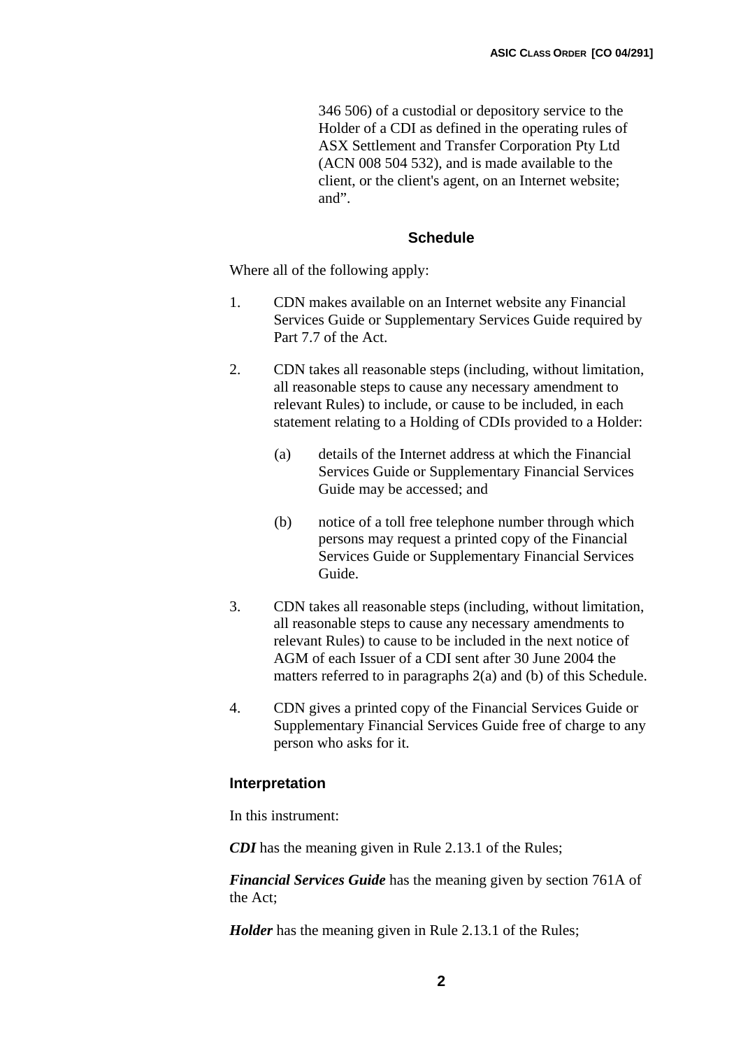346 506) of a custodial or depository service to the Holder of a CDI as defined in the operating rules of ASX Settlement and Transfer Corporation Pty Ltd (ACN 008 504 532), and is made available to the client, or the client's agent, on an Internet website; and".

### Schedule

Where all of the following apply:

1. CDN makes available on an Internet website any Financial Services Guide or Supplementary Services Guide required by Part 7.7 of the Act.

2. CDN takes all reasonable steps (including, without limitation, all reasonable steps to cause any necessary amendment to relevant Rules) to include, or cause to be included, in each statement relating to a Holding of CDIs provided to a Holder:

   (a) details of the Internet address at which the Financial Services Guide or Supplementary Financial Services Guide may be accessed; and

   (b) notice of a toll free telephone number through which persons may request a printed copy of the Financial Services Guide or Supplementary Financial Services Guide.

3. CDN takes all reasonable steps (including, without limitation, all reasonable steps to cause any necessary amendments to relevant Rules) to cause to be included in the next notice of AGM of each Issuer of a CDI sent after 30 June 2004 the matters referred to in paragraphs 2(a) and (b) of this Schedule.

4. CDN gives a printed copy of the Financial Services Guide or Supplementary Financial Services Guide free of charge to any person who asks for it.

### Interpretation

In this instrument:

***CDI*** has the meaning given in Rule 2.13.1 of the Rules;

***Financial Services Guide*** has the meaning given by section 761A of the Act;

***Holder*** has the meaning given in Rule 2.13.1 of the Rules;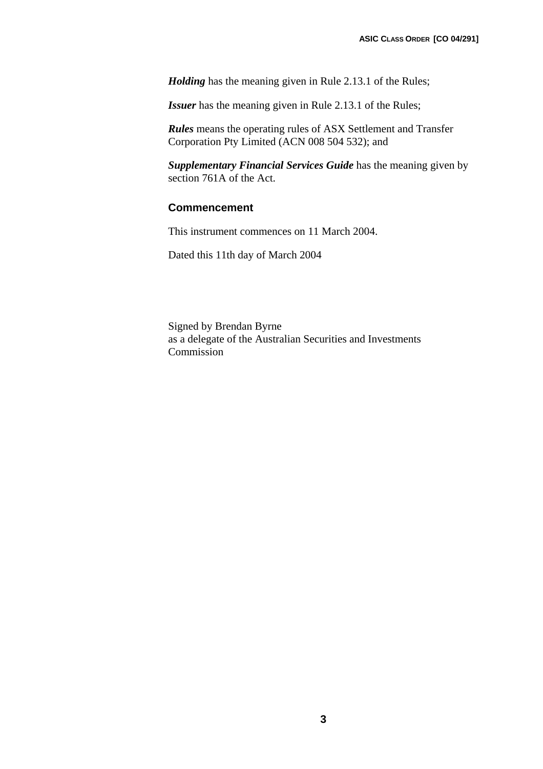***Holding*** has the meaning given in Rule 2.13.1 of the Rules;

***Issuer*** has the meaning given in Rule 2.13.1 of the Rules;

***Rules*** means the operating rules of ASX Settlement and Transfer Corporation Pty Limited (ACN 008 504 532); and

***Supplementary Financial Services Guide*** has the meaning given by section 761A of the Act.

## Commencement

This instrument commences on 11 March 2004.

Dated this 11th day of March 2004

Signed by Brendan Byrne
as a delegate of the Australian Securities and Investments Commission